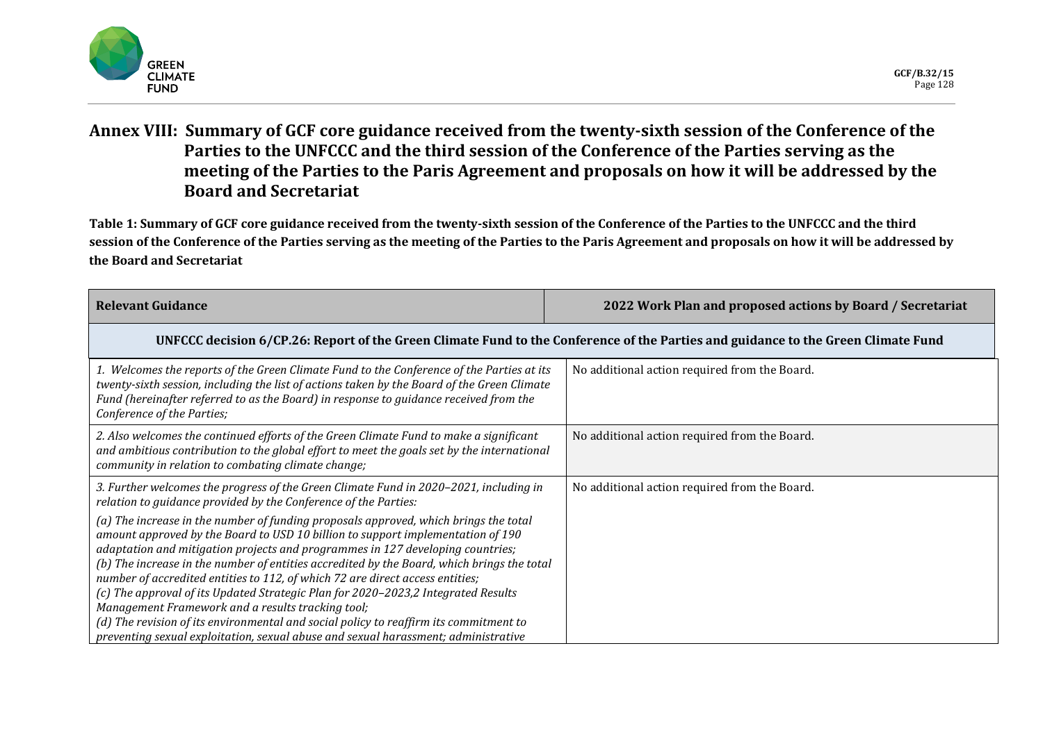# Annex VIII: Summary of GCF core guidance received from the twenty-sixth session of the Conference of the Parties to the UNFCCC and the third session of the Conference of the Parties serving as the meeting of the Parties to the Paris Agreement and proposals on how it will be addressed by the Board and Secretariat

**Table 1: Summary of GCF core guidance received from the twenty-sixth session of the Conference of the Parties to the UNFCCC and the third session of the Conference of the Parties serving as the meeting of the Parties to the Paris Agreement and proposals on how it will be addressed by the Board and Secretariat**

| Relevant Guidance | 2022 Work Plan and proposed actions by Board / Secretariat |
|---|---|
| **UNFCCC decision 6/CP.26: Report of the Green Climate Fund to the Conference of the Parties and guidance to the Green Climate Fund** | |
| *1. Welcomes the reports of the Green Climate Fund to the Conference of the Parties at its twenty-sixth session, including the list of actions taken by the Board of the Green Climate Fund (hereinafter referred to as the Board) in response to guidance received from the Conference of the Parties;* | No additional action required from the Board. |
| *2. Also welcomes the continued efforts of the Green Climate Fund to make a significant and ambitious contribution to the global effort to meet the goals set by the international community in relation to combating climate change;* | No additional action required from the Board. |
| *3. Further welcomes the progress of the Green Climate Fund in 2020–2021, including in relation to guidance provided by the Conference of the Parties:*<br>*(a) The increase in the number of funding proposals approved, which brings the total amount approved by the Board to USD 10 billion to support implementation of 190 adaptation and mitigation projects and programmes in 127 developing countries;*<br>*(b) The increase in the number of entities accredited by the Board, which brings the total number of accredited entities to 112, of which 72 are direct access entities;*<br>*(c) The approval of its Updated Strategic Plan for 2020–2023,2 Integrated Results Management Framework and a results tracking tool;*<br>*(d) The revision of its environmental and social policy to reaffirm its commitment to preventing sexual exploitation, sexual abuse and sexual harassment; administrative* | No additional action required from the Board. |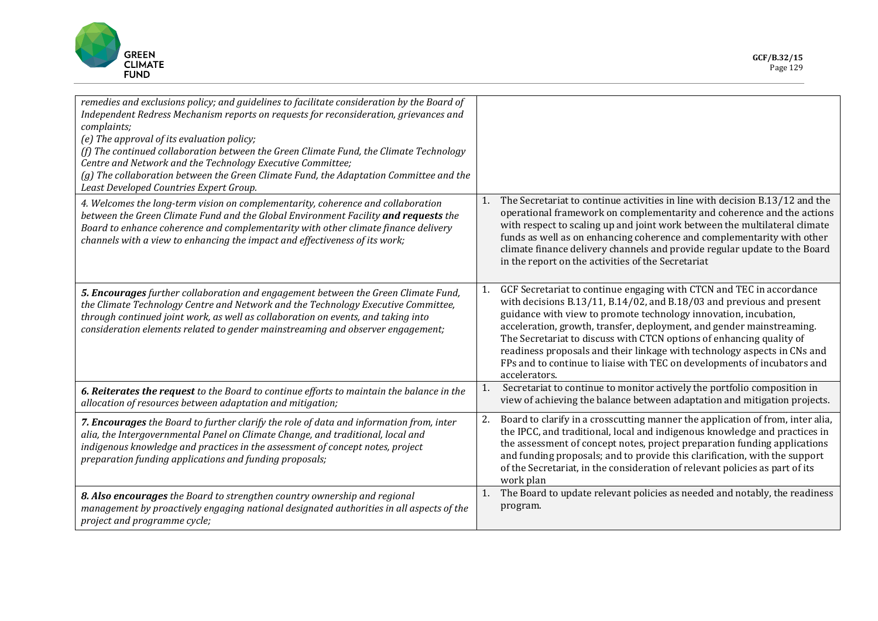| | |
|---|---|
| *remedies and exclusions policy; and guidelines to facilitate consideration by the Board of Independent Redress Mechanism reports on requests for reconsideration, grievances and complaints;*<br>*(e) The approval of its evaluation policy;*<br>*(f) The continued collaboration between the Green Climate Fund, the Climate Technology Centre and Network and the Technology Executive Committee;*<br>*(g) The collaboration between the Green Climate Fund, the Adaptation Committee and the Least Developed Countries Expert Group.* | |
| *4. Welcomes the long-term vision on complementarity, coherence and collaboration between the Green Climate Fund and the Global Environment Facility* ***and requests*** *the Board to enhance coherence and complementarity with other climate finance delivery channels with a view to enhancing the impact and effectiveness of its work;* | 1. The Secretariat to continue activities in line with decision B.13/12 and the operational framework on complementarity and coherence and the actions with respect to scaling up and joint work between the multilateral climate funds as well as on enhancing coherence and complementarity with other climate finance delivery channels and provide regular update to the Board in the report on the activities of the Secretariat |
| ***5. Encourages*** *further collaboration and engagement between the Green Climate Fund, the Climate Technology Centre and Network and the Technology Executive Committee, through continued joint work, as well as collaboration on events, and taking into consideration elements related to gender mainstreaming and observer engagement;* | 1. GCF Secretariat to continue engaging with CTCN and TEC in accordance with decisions B.13/11, B.14/02, and B.18/03 and previous and present guidance with view to promote technology innovation, incubation, acceleration, growth, transfer, deployment, and gender mainstreaming. The Secretariat to discuss with CTCN options of enhancing quality of readiness proposals and their linkage with technology aspects in CNs and FPs and to continue to liaise with TEC on developments of incubators and accelerators. |
| ***6. Reiterates the request*** *to the Board to continue efforts to maintain the balance in the allocation of resources between adaptation and mitigation;* | 1. Secretariat to continue to monitor actively the portfolio composition in view of achieving the balance between adaptation and mitigation projects. |
| ***7. Encourages*** *the Board to further clarify the role of data and information from, inter alia, the Intergovernmental Panel on Climate Change, and traditional, local and indigenous knowledge and practices in the assessment of concept notes, project preparation funding applications and funding proposals;* | 2. Board to clarify in a crosscutting manner the application of from, inter alia, the IPCC, and traditional, local and indigenous knowledge and practices in the assessment of concept notes, project preparation funding applications and funding proposals; and to provide this clarification, with the support of the Secretariat, in the consideration of relevant policies as part of its work plan |
| ***8. Also encourages*** *the Board to strengthen country ownership and regional management by proactively engaging national designated authorities in all aspects of the project and programme cycle;* | 1. The Board to update relevant policies as needed and notably, the readiness program. |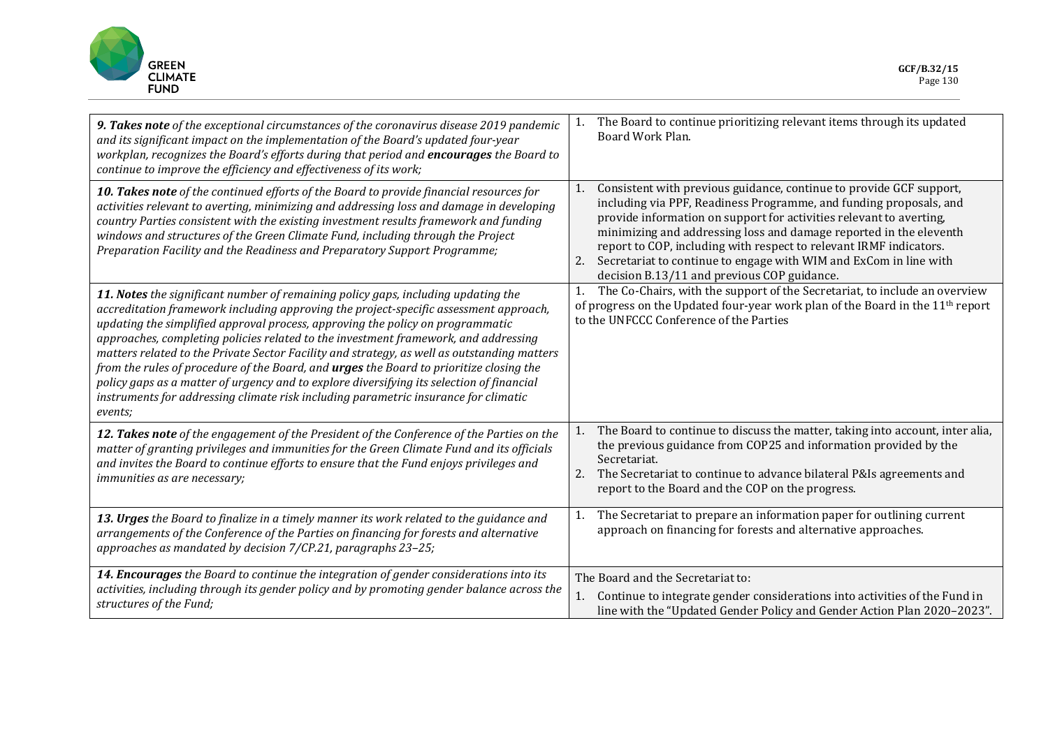| | |
|---|---|
| ***9. Takes note*** *of the exceptional circumstances of the coronavirus disease 2019 pandemic and its significant impact on the implementation of the Board's updated four-year workplan, recognizes the Board's efforts during that period and* ***encourages*** *the Board to continue to improve the efficiency and effectiveness of its work;* | 1. The Board to continue prioritizing relevant items through its updated Board Work Plan. |
| ***10. Takes note*** *of the continued efforts of the Board to provide financial resources for activities relevant to averting, minimizing and addressing loss and damage in developing country Parties consistent with the existing investment results framework and funding windows and structures of the Green Climate Fund, including through the Project Preparation Facility and the Readiness and Preparatory Support Programme;* | 1. Consistent with previous guidance, continue to provide GCF support, including via PPF, Readiness Programme, and funding proposals, and provide information on support for activities relevant to averting, minimizing and addressing loss and damage reported in the eleventh report to COP, including with respect to relevant IRMF indicators.<br>2. Secretariat to continue to engage with WIM and ExCom in line with decision B.13/11 and previous COP guidance. |
| ***11. Notes*** *the significant number of remaining policy gaps, including updating the accreditation framework including approving the project-specific assessment approach, updating the simplified approval process, approving the policy on programmatic approaches, completing policies related to the investment framework, and addressing matters related to the Private Sector Facility and strategy, as well as outstanding matters from the rules of procedure of the Board, and* ***urges*** *the Board to prioritize closing the policy gaps as a matter of urgency and to explore diversifying its selection of financial instruments for addressing climate risk including parametric insurance for climatic events;* | 1. The Co-Chairs, with the support of the Secretariat, to include an overview of progress on the Updated four-year work plan of the Board in the 11th report to the UNFCCC Conference of the Parties |
| ***12. Takes note*** *of the engagement of the President of the Conference of the Parties on the matter of granting privileges and immunities for the Green Climate Fund and its officials and invites the Board to continue efforts to ensure that the Fund enjoys privileges and immunities as are necessary;* | 1. The Board to continue to discuss the matter, taking into account, inter alia, the previous guidance from COP25 and information provided by the Secretariat.<br>2. The Secretariat to continue to advance bilateral P&Is agreements and report to the Board and the COP on the progress. |
| ***13. Urges*** *the Board to finalize in a timely manner its work related to the guidance and arrangements of the Conference of the Parties on financing for forests and alternative approaches as mandated by decision 7/CP.21, paragraphs 23–25;* | 1. The Secretariat to prepare an information paper for outlining current approach on financing for forests and alternative approaches. |
| ***14. Encourages*** *the Board to continue the integration of gender considerations into its activities, including through its gender policy and by promoting gender balance across the structures of the Fund;* | The Board and the Secretariat to:<br>1. Continue to integrate gender considerations into activities of the Fund in line with the "Updated Gender Policy and Gender Action Plan 2020–2023". |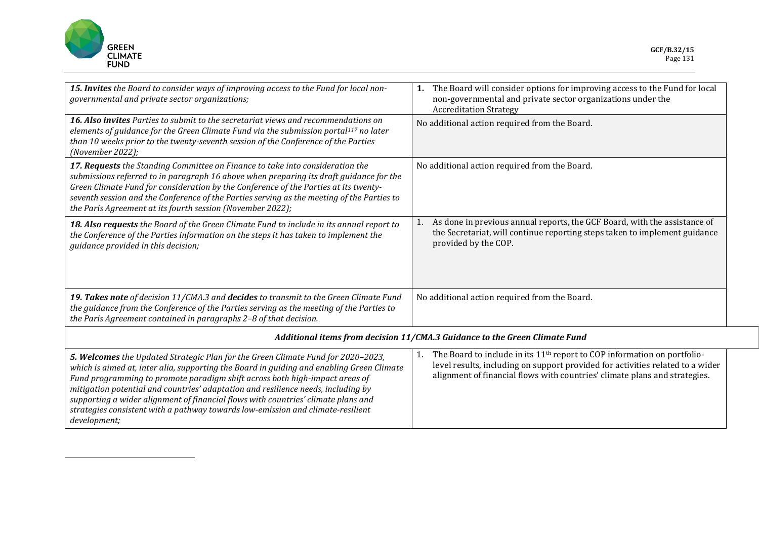| | |
|---|---|
| ***15. Invites*** *the Board to consider ways of improving access to the Fund for local non-governmental and private sector organizations;* | **1.** The Board will consider options for improving access to the Fund for local non-governmental and private sector organizations under the Accreditation Strategy |
| ***16. Also invites*** *Parties to submit to the secretariat views and recommendations on elements of guidance for the Green Climate Fund via the submission portal[117] no later than 10 weeks prior to the twenty-seventh session of the Conference of the Parties (November 2022);* | No additional action required from the Board. |
| ***17. Requests*** *the Standing Committee on Finance to take into consideration the submissions referred to in paragraph 16 above when preparing its draft guidance for the Green Climate Fund for consideration by the Conference of the Parties at its twenty-seventh session and the Conference of the Parties serving as the meeting of the Parties to the Paris Agreement at its fourth session (November 2022);* | No additional action required from the Board. |
| ***18. Also requests*** *the Board of the Green Climate Fund to include in its annual report to the Conference of the Parties information on the steps it has taken to implement the guidance provided in this decision;* | 1. As done in previous annual reports, the GCF Board, with the assistance of the Secretariat, will continue reporting steps taken to implement guidance provided by the COP. |
| ***19. Takes note*** *of decision 11/CMA.3 and* ***decides*** *to transmit to the Green Climate Fund the guidance from the Conference of the Parties serving as the meeting of the Parties to the Paris Agreement contained in paragraphs 2–8 of that decision.* | No additional action required from the Board. |
| ***Additional items from decision 11/CMA.3 Guidance to the Green Climate Fund*** | |
| ***5. Welcomes*** *the Updated Strategic Plan for the Green Climate Fund for 2020–2023, which is aimed at, inter alia, supporting the Board in guiding and enabling Green Climate Fund programming to promote paradigm shift across both high-impact areas of mitigation potential and countries' adaptation and resilience needs, including by supporting a wider alignment of financial flows with countries' climate plans and strategies consistent with a pathway towards low-emission and climate-resilient development;* | 1. The Board to include in its 11th report to COP information on portfolio-level results, including on support provided for activities related to a wider alignment of financial flows with countries' climate plans and strategies. |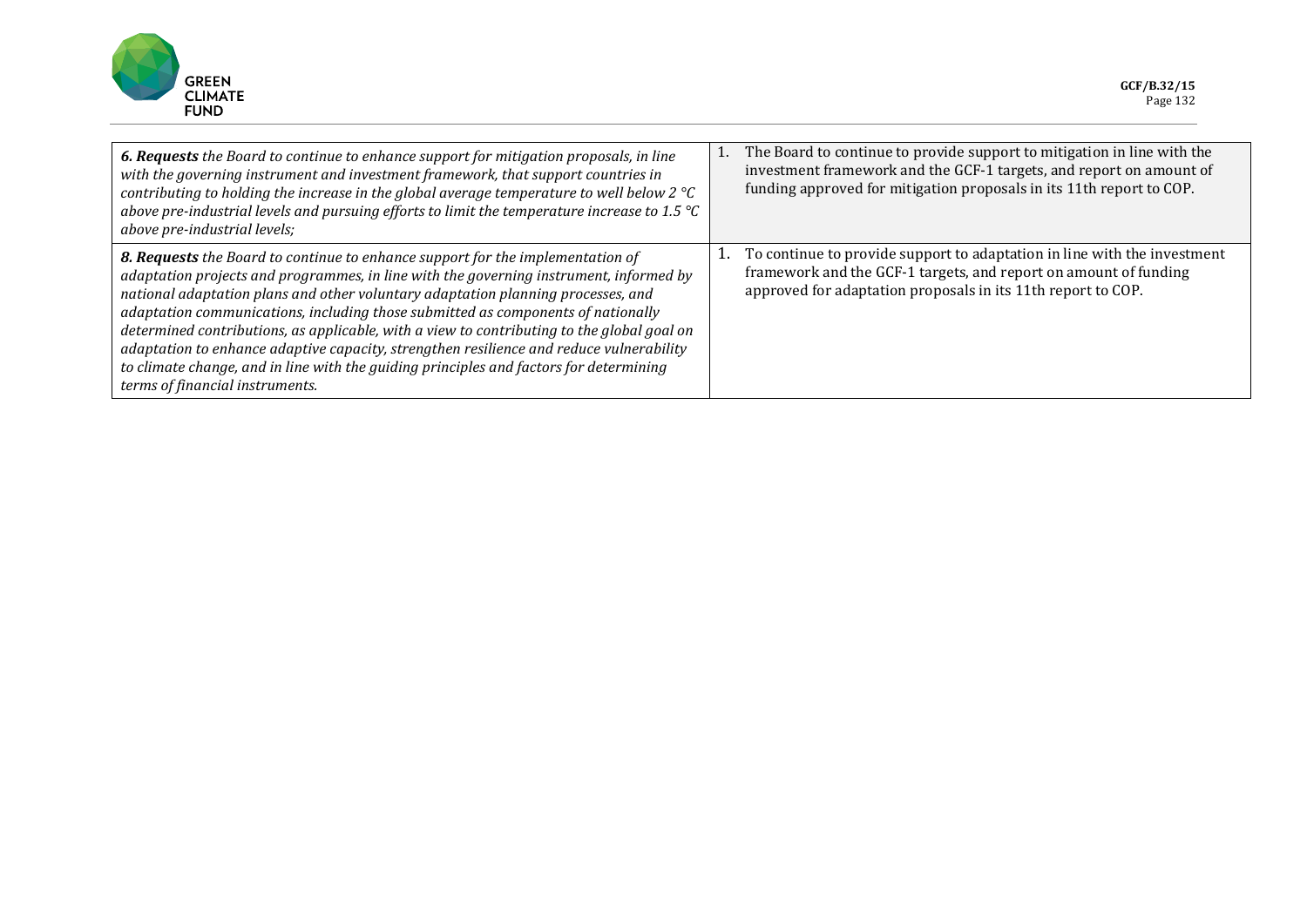| | |
|---|---|
| ***6. Requests*** *the Board to continue to enhance support for mitigation proposals, in line with the governing instrument and investment framework, that support countries in contributing to holding the increase in the global average temperature to well below 2 °C above pre-industrial levels and pursuing efforts to limit the temperature increase to 1.5 °C above pre-industrial levels;* | 1. The Board to continue to provide support to mitigation in line with the investment framework and the GCF-1 targets, and report on amount of funding approved for mitigation proposals in its 11th report to COP. |
| ***8. Requests*** *the Board to continue to enhance support for the implementation of adaptation projects and programmes, in line with the governing instrument, informed by national adaptation plans and other voluntary adaptation planning processes, and adaptation communications, including those submitted as components of nationally determined contributions, as applicable, with a view to contributing to the global goal on adaptation to enhance adaptive capacity, strengthen resilience and reduce vulnerability to climate change, and in line with the guiding principles and factors for determining terms of financial instruments.* | 1. To continue to provide support to adaptation in line with the investment framework and the GCF-1 targets, and report on amount of funding approved for adaptation proposals in its 11th report to COP. |